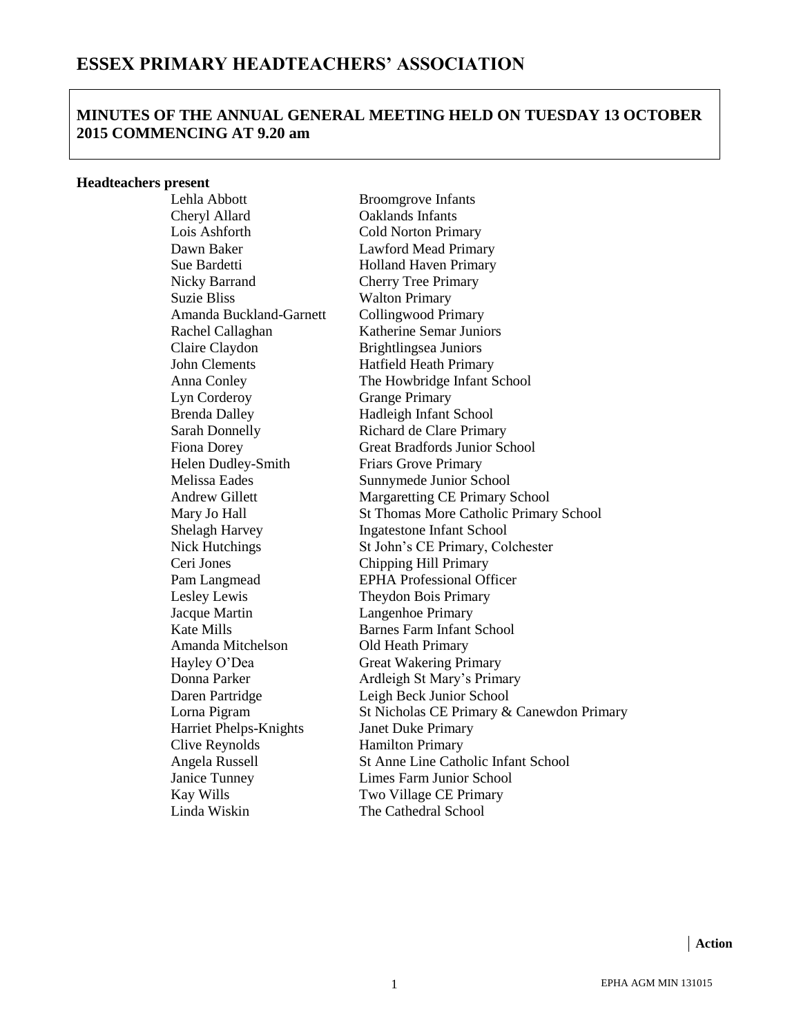# ESSEX PRIMARY HEADTEACHERS' ASSOCIATION

## MINUTES OF THE ANNUAL GENERAL MEETING HELD ON TUESDAY 13 OCTOBER 2015 COMMENCING AT 9.20 am

**Headteachers present**

| | |
|---|---|
| Lehla Abbott | Broomgrove Infants |
| Cheryl Allard | Oaklands Infants |
| Lois Ashforth | Cold Norton Primary |
| Dawn Baker | Lawford Mead Primary |
| Sue Bardetti | Holland Haven Primary |
| Nicky Barrand | Cherry Tree Primary |
| Suzie Bliss | Walton Primary |
| Amanda Buckland-Garnett | Collingwood Primary |
| Rachel Callaghan | Katherine Semar Juniors |
| Claire Claydon | Brightlingsea Juniors |
| John Clements | Hatfield Heath Primary |
| Anna Conley | The Howbridge Infant School |
| Lyn Corderoy | Grange Primary |
| Brenda Dalley | Hadleigh Infant School |
| Sarah Donnelly | Richard de Clare Primary |
| Fiona Dorey | Great Bradfords Junior School |
| Helen Dudley-Smith | Friars Grove Primary |
| Melissa Eades | Sunnymede Junior School |
| Andrew Gillett | Margaretting CE Primary School |
| Mary Jo Hall | St Thomas More Catholic Primary School |
| Shelagh Harvey | Ingatestone Infant School |
| Nick Hutchings | St John's CE Primary, Colchester |
| Ceri Jones | Chipping Hill Primary |
| Pam Langmead | EPHA Professional Officer |
| Lesley Lewis | Theydon Bois Primary |
| Jacque Martin | Langenhoe Primary |
| Kate Mills | Barnes Farm Infant School |
| Amanda Mitchelson | Old Heath Primary |
| Hayley O'Dea | Great Wakering Primary |
| Donna Parker | Ardleigh St Mary's Primary |
| Daren Partridge | Leigh Beck Junior School |
| Lorna Pigram | St Nicholas CE Primary & Canewdon Primary |
| Harriet Phelps-Knights | Janet Duke Primary |
| Clive Reynolds | Hamilton Primary |
| Angela Russell | St Anne Line Catholic Infant School |
| Janice Tunney | Limes Farm Junior School |
| Kay Wills | Two Village CE Primary |
| Linda Wiskin | The Cathedral School |

**Action**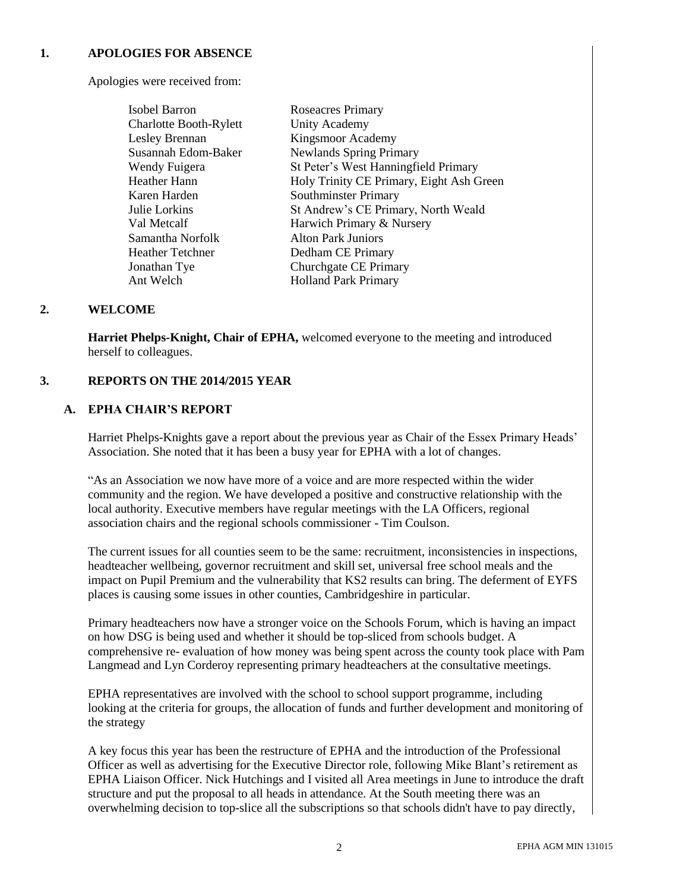## 1. APOLOGIES FOR ABSENCE

Apologies were received from:

| | |
|---|---|
| Isobel Barron | Roseacres Primary |
| Charlotte Booth-Rylett | Unity Academy |
| Lesley Brennan | Kingsmoor Academy |
| Susannah Edom-Baker | Newlands Spring Primary |
| Wendy Fuigera | St Peter's West Hanningfield Primary |
| Heather Hann | Holy Trinity CE Primary, Eight Ash Green |
| Karen Harden | Southminster Primary |
| Julie Lorkins | St Andrew's CE Primary, North Weald |
| Val Metcalf | Harwich Primary & Nursery |
| Samantha Norfolk | Alton Park Juniors |
| Heather Tetchner | Dedham CE Primary |
| Jonathan Tye | Churchgate CE Primary |
| Ant Welch | Holland Park Primary |

## 2. WELCOME

**Harriet Phelps-Knight, Chair of EPHA,** welcomed everyone to the meeting and introduced herself to colleagues.

## 3. REPORTS ON THE 2014/2015 YEAR

### A. EPHA CHAIR'S REPORT

Harriet Phelps-Knights gave a report about the previous year as Chair of the Essex Primary Heads' Association. She noted that it has been a busy year for EPHA with a lot of changes.

"As an Association we now have more of a voice and are more respected within the wider community and the region. We have developed a positive and constructive relationship with the local authority. Executive members have regular meetings with the LA Officers, regional association chairs and the regional schools commissioner - Tim Coulson.

The current issues for all counties seem to be the same: recruitment, inconsistencies in inspections, headteacher wellbeing, governor recruitment and skill set, universal free school meals and the impact on Pupil Premium and the vulnerability that KS2 results can bring. The deferment of EYFS places is causing some issues in other counties, Cambridgeshire in particular.

Primary headteachers now have a stronger voice on the Schools Forum, which is having an impact on how DSG is being used and whether it should be top-sliced from schools budget. A comprehensive re- evaluation of how money was being spent across the county took place with Pam Langmead and Lyn Corderoy representing primary headteachers at the consultative meetings.

EPHA representatives are involved with the school to school support programme, including looking at the criteria for groups, the allocation of funds and further development and monitoring of the strategy

A key focus this year has been the restructure of EPHA and the introduction of the Professional Officer as well as advertising for the Executive Director role, following Mike Blant's retirement as EPHA Liaison Officer. Nick Hutchings and I visited all Area meetings in June to introduce the draft structure and put the proposal to all heads in attendance. At the South meeting there was an overwhelming decision to top-slice all the subscriptions so that schools didn't have to pay directly,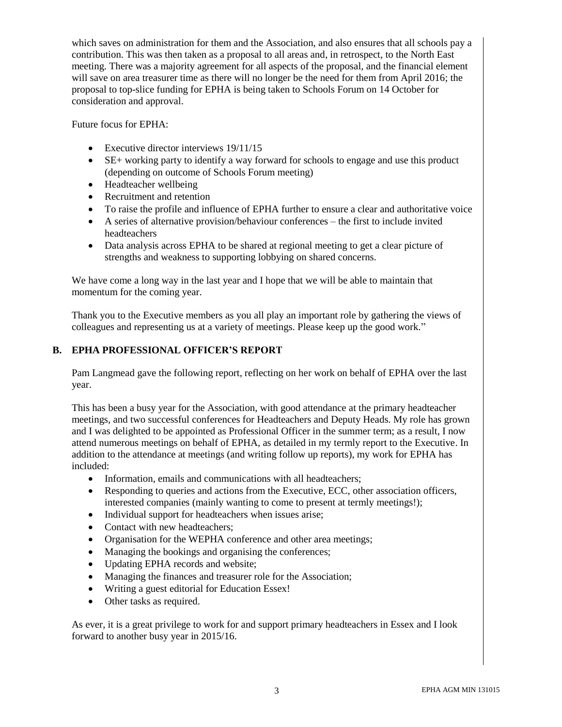which saves on administration for them and the Association, and also ensures that all schools pay a contribution. This was then taken as a proposal to all areas and, in retrospect, to the North East meeting. There was a majority agreement for all aspects of the proposal, and the financial element will save on area treasurer time as there will no longer be the need for them from April 2016; the proposal to top-slice funding for EPHA is being taken to Schools Forum on 14 October for consideration and approval.

Future focus for EPHA:

- Executive director interviews 19/11/15
- SE+ working party to identify a way forward for schools to engage and use this product (depending on outcome of Schools Forum meeting)
- Headteacher wellbeing
- Recruitment and retention
- To raise the profile and influence of EPHA further to ensure a clear and authoritative voice
- A series of alternative provision/behaviour conferences – the first to include invited headteachers
- Data analysis across EPHA to be shared at regional meeting to get a clear picture of strengths and weakness to supporting lobbying on shared concerns.

We have come a long way in the last year and I hope that we will be able to maintain that momentum for the coming year.

Thank you to the Executive members as you all play an important role by gathering the views of colleagues and representing us at a variety of meetings. Please keep up the good work."

## B. EPHA PROFESSIONAL OFFICER'S REPORT

Pam Langmead gave the following report, reflecting on her work on behalf of EPHA over the last year.

This has been a busy year for the Association, with good attendance at the primary headteacher meetings, and two successful conferences for Headteachers and Deputy Heads. My role has grown and I was delighted to be appointed as Professional Officer in the summer term; as a result, I now attend numerous meetings on behalf of EPHA, as detailed in my termly report to the Executive. In addition to the attendance at meetings (and writing follow up reports), my work for EPHA has included:

- Information, emails and communications with all headteachers;
- Responding to queries and actions from the Executive, ECC, other association officers, interested companies (mainly wanting to come to present at termly meetings!);
- Individual support for headteachers when issues arise;
- Contact with new headteachers;
- Organisation for the WEPHA conference and other area meetings;
- Managing the bookings and organising the conferences;
- Updating EPHA records and website;
- Managing the finances and treasurer role for the Association;
- Writing a guest editorial for Education Essex!
- Other tasks as required.

As ever, it is a great privilege to work for and support primary headteachers in Essex and I look forward to another busy year in 2015/16.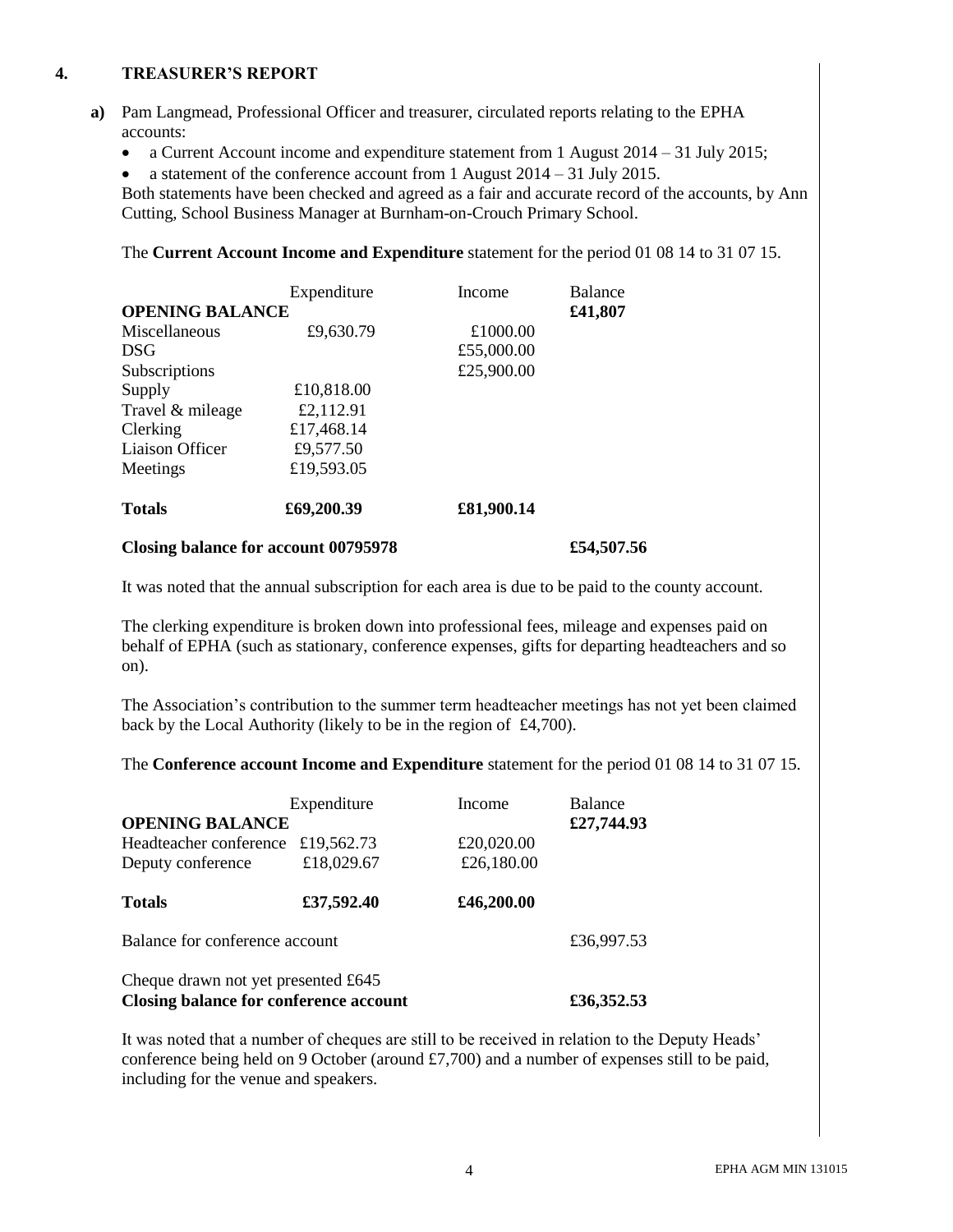## 4. TREASURER'S REPORT

**a)** Pam Langmead, Professional Officer and treasurer, circulated reports relating to the EPHA accounts:

- a Current Account income and expenditure statement from 1 August 2014 – 31 July 2015;
- a statement of the conference account from 1 August 2014 – 31 July 2015.

Both statements have been checked and agreed as a fair and accurate record of the accounts, by Ann Cutting, School Business Manager at Burnham-on-Crouch Primary School.

The **Current Account Income and Expenditure** statement for the period 01 08 14 to 31 07 15.

| | Expenditure | Income | Balance |
|---|---|---|---|
| **OPENING BALANCE** | | | **£41,807** |
| Miscellaneous | £9,630.79 | £1000.00 | |
| DSG | | £55,000.00 | |
| Subscriptions | | £25,900.00 | |
| Supply | £10,818.00 | | |
| Travel & mileage | £2,112.91 | | |
| Clerking | £17,468.14 | | |
| Liaison Officer | £9,577.50 | | |
| Meetings | £19,593.05 | | |
| **Totals** | **£69,200.39** | **£81,900.14** | |
| **Closing balance for account 00795978** | | | **£54,507.56** |

It was noted that the annual subscription for each area is due to be paid to the county account.

The clerking expenditure is broken down into professional fees, mileage and expenses paid on behalf of EPHA (such as stationary, conference expenses, gifts for departing headteachers and so on).

The Association's contribution to the summer term headteacher meetings has not yet been claimed back by the Local Authority (likely to be in the region of £4,700).

The **Conference account Income and Expenditure** statement for the period 01 08 14 to 31 07 15.

| | Expenditure | Income | Balance |
|---|---|---|---|
| **OPENING BALANCE** | | | **£27,744.93** |
| Headteacher conference | £19,562.73 | £20,020.00 | |
| Deputy conference | £18,029.67 | £26,180.00 | |
| **Totals** | **£37,592.40** | **£46,200.00** | |
| Balance for conference account | | | £36,997.53 |
| Cheque drawn not yet presented £645 | | | |
| **Closing balance for conference account** | | | **£36,352.53** |

It was noted that a number of cheques are still to be received in relation to the Deputy Heads' conference being held on 9 October (around £7,700) and a number of expenses still to be paid, including for the venue and speakers.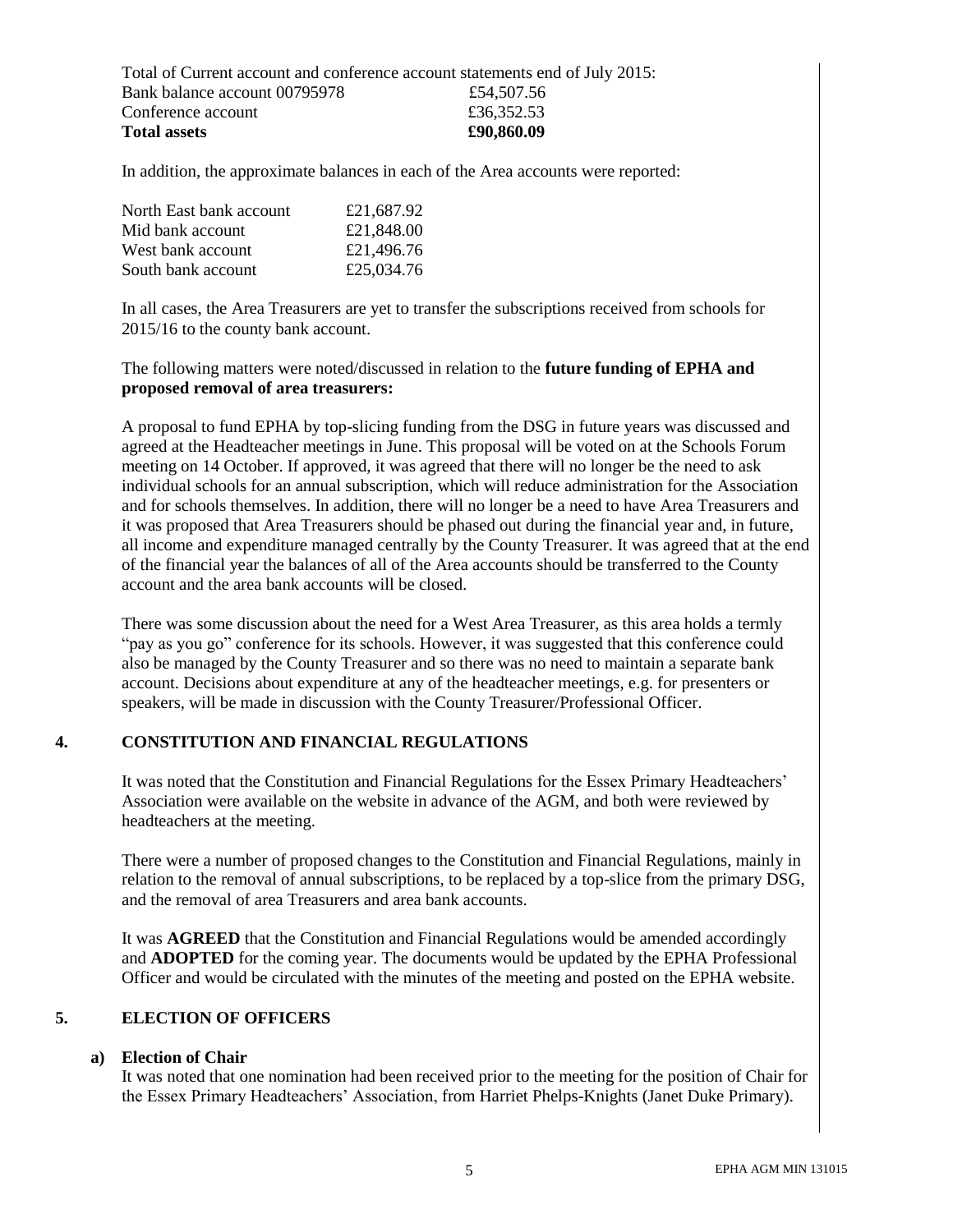Total of Current account and conference account statements end of July 2015:

| | |
|---|---|
| Bank balance account 00795978 | £54,507.56 |
| Conference account | £36,352.53 |
| **Total assets** | **£90,860.09** |

In addition, the approximate balances in each of the Area accounts were reported:

| | |
|---|---|
| North East bank account | £21,687.92 |
| Mid bank account | £21,848.00 |
| West bank account | £21,496.76 |
| South bank account | £25,034.76 |

In all cases, the Area Treasurers are yet to transfer the subscriptions received from schools for 2015/16 to the county bank account.

The following matters were noted/discussed in relation to the **future funding of EPHA and proposed removal of area treasurers:**

A proposal to fund EPHA by top-slicing funding from the DSG in future years was discussed and agreed at the Headteacher meetings in June. This proposal will be voted on at the Schools Forum meeting on 14 October. If approved, it was agreed that there will no longer be the need to ask individual schools for an annual subscription, which will reduce administration for the Association and for schools themselves. In addition, there will no longer be a need to have Area Treasurers and it was proposed that Area Treasurers should be phased out during the financial year and, in future, all income and expenditure managed centrally by the County Treasurer. It was agreed that at the end of the financial year the balances of all of the Area accounts should be transferred to the County account and the area bank accounts will be closed.

There was some discussion about the need for a West Area Treasurer, as this area holds a termly "pay as you go" conference for its schools. However, it was suggested that this conference could also be managed by the County Treasurer and so there was no need to maintain a separate bank account. Decisions about expenditure at any of the headteacher meetings, e.g. for presenters or speakers, will be made in discussion with the County Treasurer/Professional Officer.

## 4. CONSTITUTION AND FINANCIAL REGULATIONS

It was noted that the Constitution and Financial Regulations for the Essex Primary Headteachers' Association were available on the website in advance of the AGM, and both were reviewed by headteachers at the meeting.

There were a number of proposed changes to the Constitution and Financial Regulations, mainly in relation to the removal of annual subscriptions, to be replaced by a top-slice from the primary DSG, and the removal of area Treasurers and area bank accounts.

It was **AGREED** that the Constitution and Financial Regulations would be amended accordingly and **ADOPTED** for the coming year. The documents would be updated by the EPHA Professional Officer and would be circulated with the minutes of the meeting and posted on the EPHA website.

## 5. ELECTION OF OFFICERS

### a) Election of Chair

It was noted that one nomination had been received prior to the meeting for the position of Chair for the Essex Primary Headteachers' Association, from Harriet Phelps-Knights (Janet Duke Primary).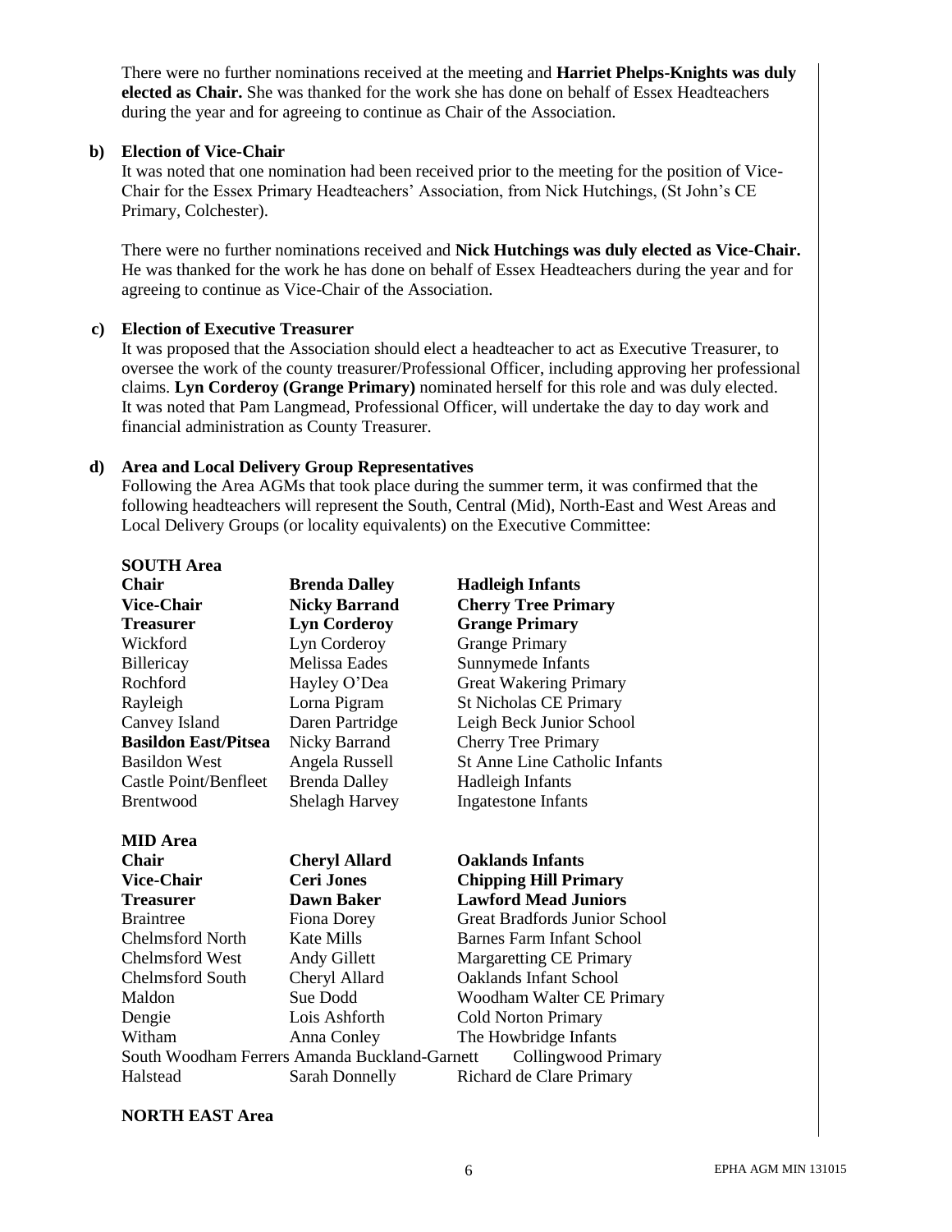There were no further nominations received at the meeting and **Harriet Phelps-Knights was duly elected as Chair.** She was thanked for the work she has done on behalf of Essex Headteachers during the year and for agreeing to continue as Chair of the Association.

**b) Election of Vice-Chair**

It was noted that one nomination had been received prior to the meeting for the position of Vice-Chair for the Essex Primary Headteachers' Association, from Nick Hutchings, (St John's CE Primary, Colchester).

There were no further nominations received and **Nick Hutchings was duly elected as Vice-Chair.** He was thanked for the work he has done on behalf of Essex Headteachers during the year and for agreeing to continue as Vice-Chair of the Association.

**c) Election of Executive Treasurer**

It was proposed that the Association should elect a headteacher to act as Executive Treasurer, to oversee the work of the county treasurer/Professional Officer, including approving her professional claims. **Lyn Corderoy (Grange Primary)** nominated herself for this role and was duly elected. It was noted that Pam Langmead, Professional Officer, will undertake the day to day work and financial administration as County Treasurer.

**d) Area and Local Delivery Group Representatives**

Following the Area AGMs that took place during the summer term, it was confirmed that the following headteachers will represent the South, Central (Mid), North-East and West Areas and Local Delivery Groups (or locality equivalents) on the Executive Committee:

**SOUTH Area**

| | | |
|---|---|---|
| **Chair** | **Brenda Dalley** | **Hadleigh Infants** |
| **Vice-Chair** | **Nicky Barrand** | **Cherry Tree Primary** |
| **Treasurer** | **Lyn Corderoy** | **Grange Primary** |
| Wickford | Lyn Corderoy | Grange Primary |
| Billericay | Melissa Eades | Sunnymede Infants |
| Rochford | Hayley O'Dea | Great Wakering Primary |
| Rayleigh | Lorna Pigram | St Nicholas CE Primary |
| Canvey Island | Daren Partridge | Leigh Beck Junior School |
| **Basildon East/Pitsea** | Nicky Barrand | Cherry Tree Primary |
| Basildon West | Angela Russell | St Anne Line Catholic Infants |
| Castle Point/Benfleet | Brenda Dalley | Hadleigh Infants |
| Brentwood | Shelagh Harvey | Ingatestone Infants |

**MID Area**

| | | |
|---|---|---|
| **Chair** | **Cheryl Allard** | **Oaklands Infants** |
| **Vice-Chair** | **Ceri Jones** | **Chipping Hill Primary** |
| **Treasurer** | **Dawn Baker** | **Lawford Mead Juniors** |
| Braintree | Fiona Dorey | Great Bradfords Junior School |
| Chelmsford North | Kate Mills | Barnes Farm Infant School |
| Chelmsford West | Andy Gillett | Margaretting CE Primary |
| Chelmsford South | Cheryl Allard | Oaklands Infant School |
| Maldon | Sue Dodd | Woodham Walter CE Primary |
| Dengie | Lois Ashforth | Cold Norton Primary |
| Witham | Anna Conley | The Howbridge Infants |
| South Woodham Ferrers | Amanda Buckland-Garnett | Collingwood Primary |
| Halstead | Sarah Donnelly | Richard de Clare Primary |

**NORTH EAST Area**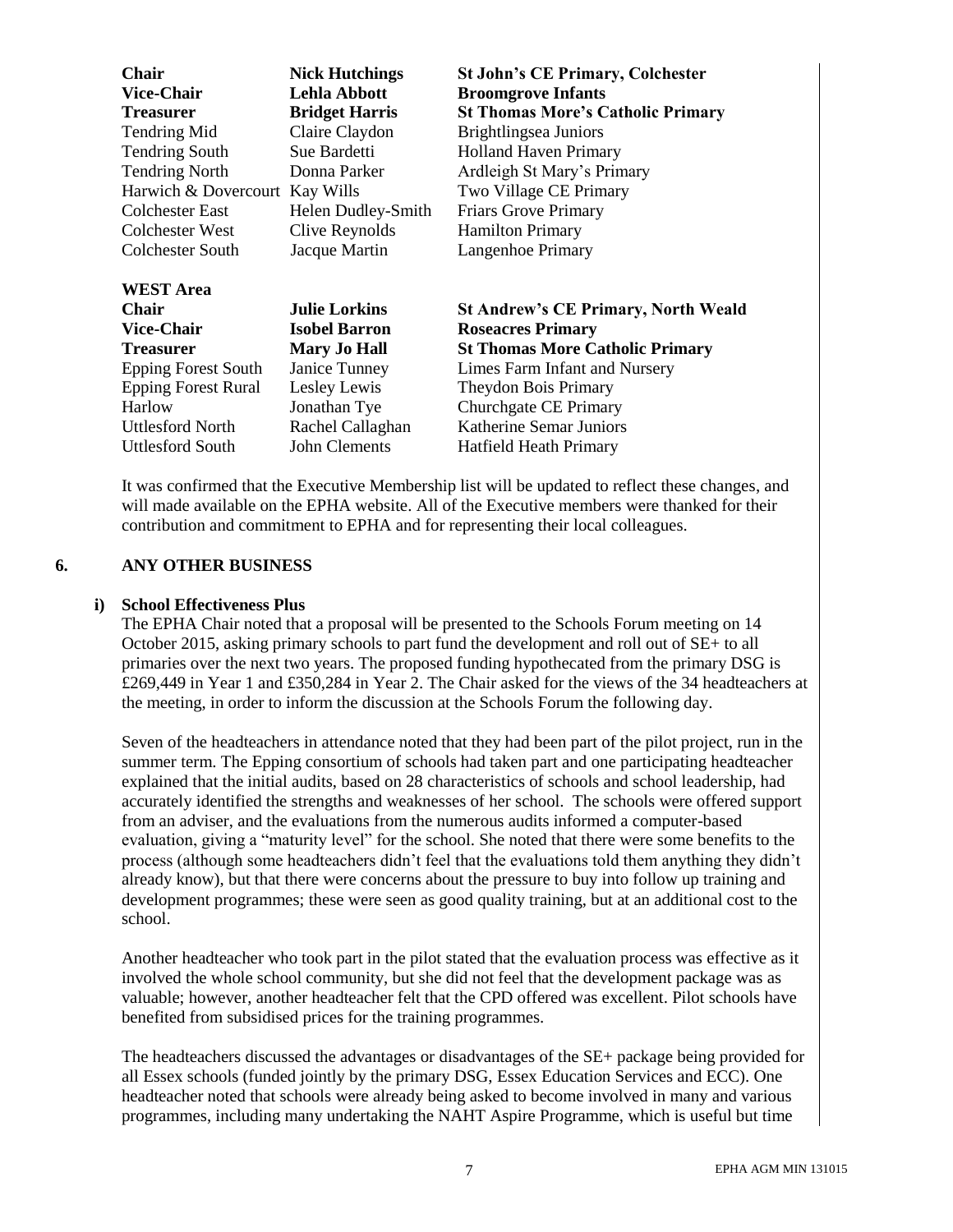| | | |
|---|---|---|
| **Chair** | **Nick Hutchings** | **St John's CE Primary, Colchester** |
| **Vice-Chair** | **Lehla Abbott** | **Broomgrove Infants** |
| **Treasurer** | **Bridget Harris** | **St Thomas More's Catholic Primary** |
| Tendring Mid | Claire Claydon | Brightlingsea Juniors |
| Tendring South | Sue Bardetti | Holland Haven Primary |
| Tendring North | Donna Parker | Ardleigh St Mary's Primary |
| Harwich & Dovercourt | Kay Wills | Two Village CE Primary |
| Colchester East | Helen Dudley-Smith | Friars Grove Primary |
| Colchester West | Clive Reynolds | Hamilton Primary |
| Colchester South | Jacque Martin | Langenhoe Primary |

**WEST Area**

| | | |
|---|---|---|
| **Chair** | **Julie Lorkins** | **St Andrew's CE Primary, North Weald** |
| **Vice-Chair** | **Isobel Barron** | **Roseacres Primary** |
| **Treasurer** | **Mary Jo Hall** | **St Thomas More Catholic Primary** |
| Epping Forest South | Janice Tunney | Limes Farm Infant and Nursery |
| Epping Forest Rural | Lesley Lewis | Theydon Bois Primary |
| Harlow | Jonathan Tye | Churchgate CE Primary |
| Uttlesford North | Rachel Callaghan | Katherine Semar Juniors |
| Uttlesford South | John Clements | Hatfield Heath Primary |

It was confirmed that the Executive Membership list will be updated to reflect these changes, and will made available on the EPHA website. All of the Executive members were thanked for their contribution and commitment to EPHA and for representing their local colleagues.

## 6. ANY OTHER BUSINESS

### i) School Effectiveness Plus

The EPHA Chair noted that a proposal will be presented to the Schools Forum meeting on 14 October 2015, asking primary schools to part fund the development and roll out of SE+ to all primaries over the next two years. The proposed funding hypothecated from the primary DSG is £269,449 in Year 1 and £350,284 in Year 2. The Chair asked for the views of the 34 headteachers at the meeting, in order to inform the discussion at the Schools Forum the following day.

Seven of the headteachers in attendance noted that they had been part of the pilot project, run in the summer term. The Epping consortium of schools had taken part and one participating headteacher explained that the initial audits, based on 28 characteristics of schools and school leadership, had accurately identified the strengths and weaknesses of her school. The schools were offered support from an adviser, and the evaluations from the numerous audits informed a computer-based evaluation, giving a "maturity level" for the school. She noted that there were some benefits to the process (although some headteachers didn't feel that the evaluations told them anything they didn't already know), but that there were concerns about the pressure to buy into follow up training and development programmes; these were seen as good quality training, but at an additional cost to the school.

Another headteacher who took part in the pilot stated that the evaluation process was effective as it involved the whole school community, but she did not feel that the development package was as valuable; however, another headteacher felt that the CPD offered was excellent. Pilot schools have benefited from subsidised prices for the training programmes.

The headteachers discussed the advantages or disadvantages of the SE+ package being provided for all Essex schools (funded jointly by the primary DSG, Essex Education Services and ECC). One headteacher noted that schools were already being asked to become involved in many and various programmes, including many undertaking the NAHT Aspire Programme, which is useful but time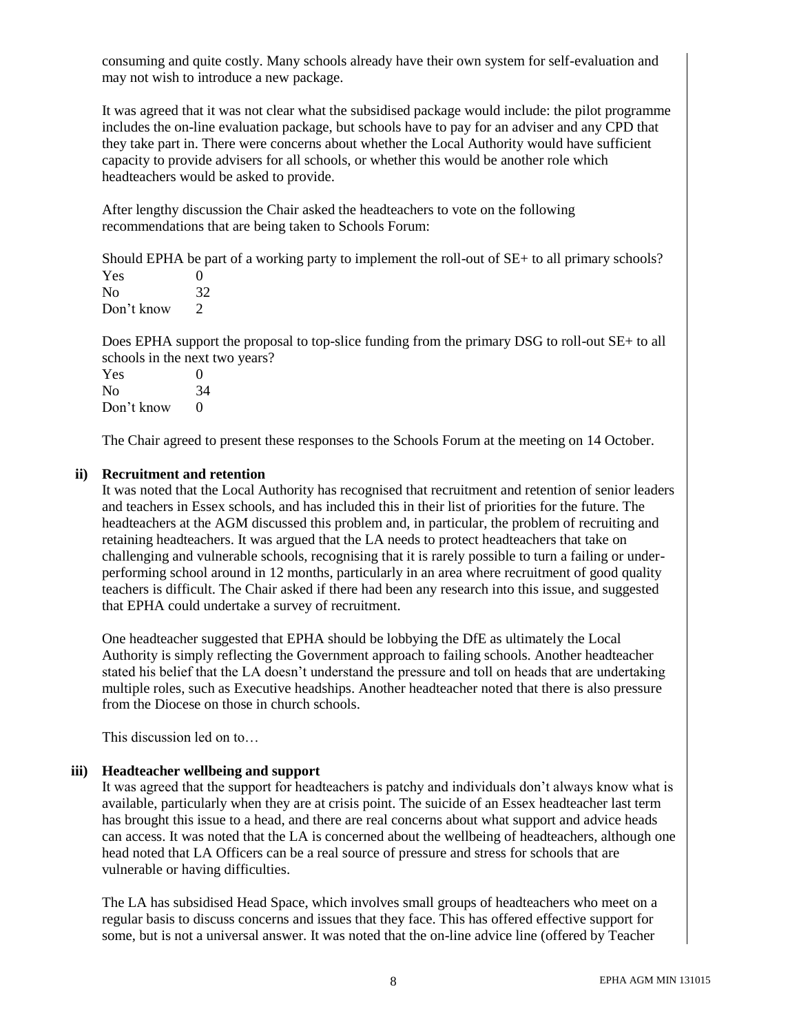consuming and quite costly. Many schools already have their own system for self-evaluation and may not wish to introduce a new package.

It was agreed that it was not clear what the subsidised package would include: the pilot programme includes the on-line evaluation package, but schools have to pay for an adviser and any CPD that they take part in. There were concerns about whether the Local Authority would have sufficient capacity to provide advisers for all schools, or whether this would be another role which headteachers would be asked to provide.

After lengthy discussion the Chair asked the headteachers to vote on the following recommendations that are being taken to Schools Forum:

Should EPHA be part of a working party to implement the roll-out of SE+ to all primary schools?

| | |
|---|---|
| Yes | 0 |
| No | 32 |
| Don't know | 2 |

Does EPHA support the proposal to top-slice funding from the primary DSG to roll-out SE+ to all schools in the next two years?

| | |
|---|---|
| Yes | 0 |
| No | 34 |
| Don't know | 0 |

The Chair agreed to present these responses to the Schools Forum at the meeting on 14 October.

**ii) Recruitment and retention**

It was noted that the Local Authority has recognised that recruitment and retention of senior leaders and teachers in Essex schools, and has included this in their list of priorities for the future. The headteachers at the AGM discussed this problem and, in particular, the problem of recruiting and retaining headteachers. It was argued that the LA needs to protect headteachers that take on challenging and vulnerable schools, recognising that it is rarely possible to turn a failing or under-performing school around in 12 months, particularly in an area where recruitment of good quality teachers is difficult. The Chair asked if there had been any research into this issue, and suggested that EPHA could undertake a survey of recruitment.

One headteacher suggested that EPHA should be lobbying the DfE as ultimately the Local Authority is simply reflecting the Government approach to failing schools. Another headteacher stated his belief that the LA doesn't understand the pressure and toll on heads that are undertaking multiple roles, such as Executive headships. Another headteacher noted that there is also pressure from the Diocese on those in church schools.

This discussion led on to…

**iii) Headteacher wellbeing and support**

It was agreed that the support for headteachers is patchy and individuals don't always know what is available, particularly when they are at crisis point. The suicide of an Essex headteacher last term has brought this issue to a head, and there are real concerns about what support and advice heads can access. It was noted that the LA is concerned about the wellbeing of headteachers, although one head noted that LA Officers can be a real source of pressure and stress for schools that are vulnerable or having difficulties.

The LA has subsidised Head Space, which involves small groups of headteachers who meet on a regular basis to discuss concerns and issues that they face. This has offered effective support for some, but is not a universal answer. It was noted that the on-line advice line (offered by Teacher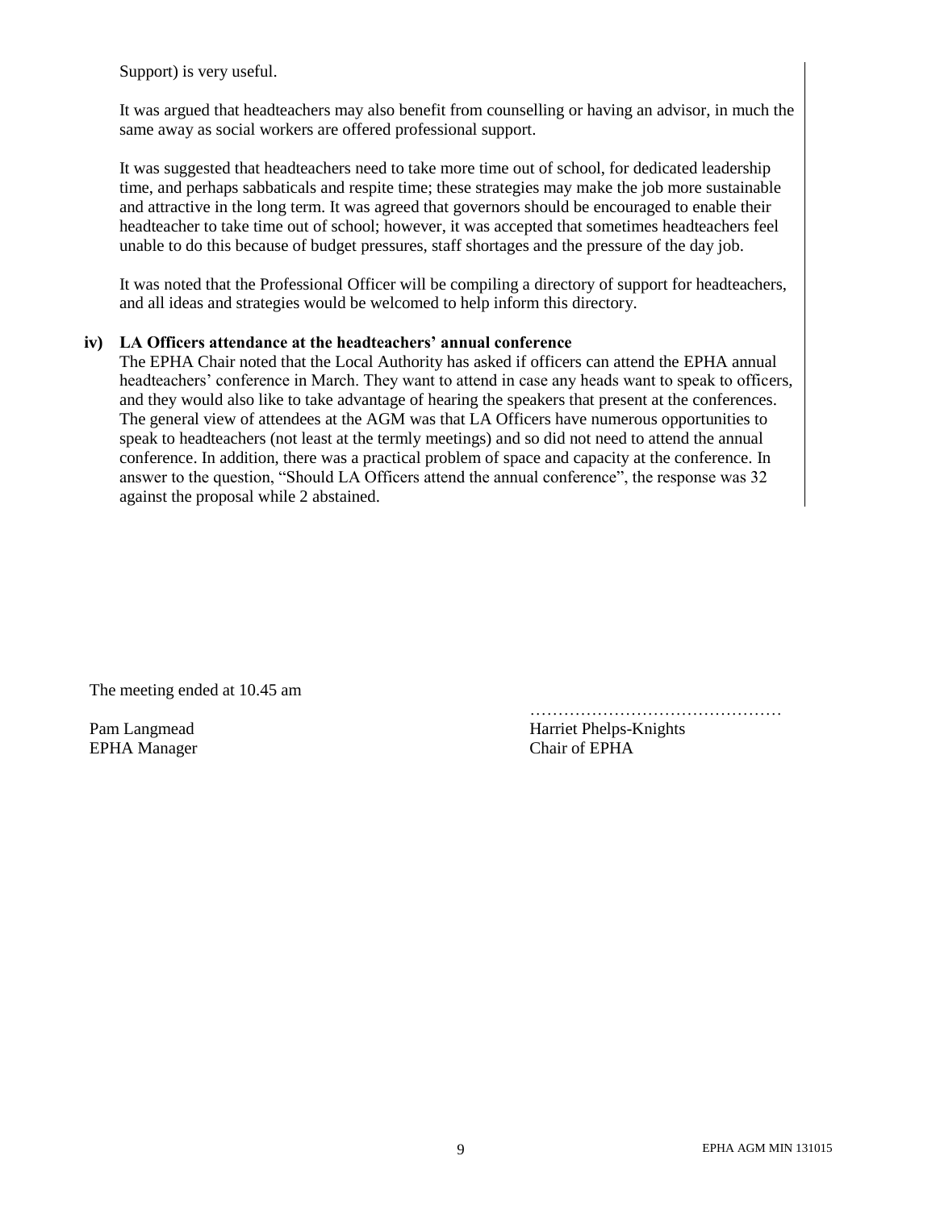Support) is very useful.

It was argued that headteachers may also benefit from counselling or having an advisor, in much the same away as social workers are offered professional support.

It was suggested that headteachers need to take more time out of school, for dedicated leadership time, and perhaps sabbaticals and respite time; these strategies may make the job more sustainable and attractive in the long term. It was agreed that governors should be encouraged to enable their headteacher to take time out of school; however, it was accepted that sometimes headteachers feel unable to do this because of budget pressures, staff shortages and the pressure of the day job.

It was noted that the Professional Officer will be compiling a directory of support for headteachers, and all ideas and strategies would be welcomed to help inform this directory.

**iv) LA Officers attendance at the headteachers' annual conference**

The EPHA Chair noted that the Local Authority has asked if officers can attend the EPHA annual headteachers' conference in March. They want to attend in case any heads want to speak to officers, and they would also like to take advantage of hearing the speakers that present at the conferences. The general view of attendees at the AGM was that LA Officers have numerous opportunities to speak to headteachers (not least at the termly meetings) and so did not need to attend the annual conference. In addition, there was a practical problem of space and capacity at the conference. In answer to the question, "Should LA Officers attend the annual conference", the response was 32 against the proposal while 2 abstained.

The meeting ended at 10.45 am

………………………………………

Pam Langmead
EPHA Manager

Harriet Phelps-Knights
Chair of EPHA